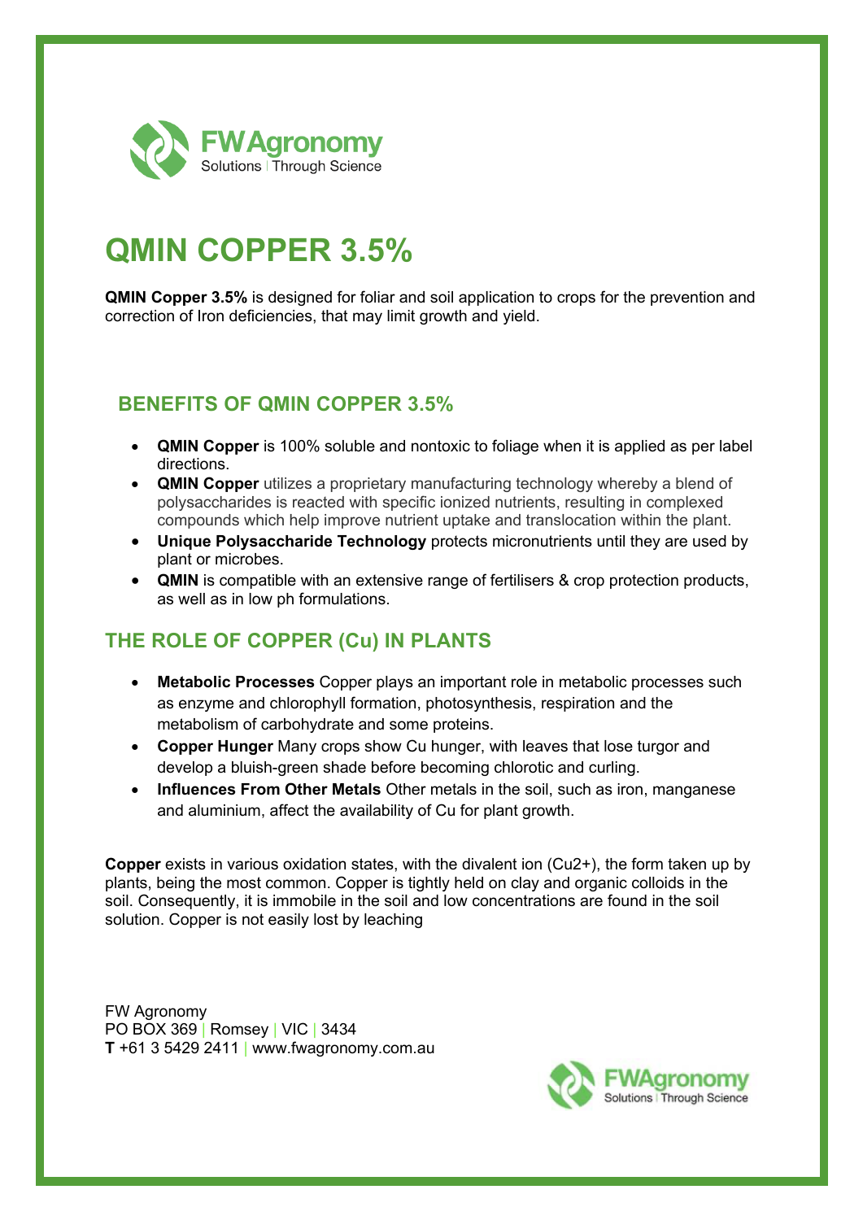# QMIN COPPER 3.5%

**QMIN Copper 3.5%** is designed for foliar and soil application to crops for the prevention and correction of Iron deficiencies, that may limit growth and yield.

## BENEFITS OF QMIN COPPER 3.5%

- **QMIN Copper** is 100% soluble and nontoxic to foliage when it is applied as per label directions.
- **QMIN Copper** utilizes a proprietary manufacturing technology whereby a blend of polysaccharides is reacted with specific ionized nutrients, resulting in complexed compounds which help improve nutrient uptake and translocation within the plant.
- **Unique Polysaccharide Technology** protects micronutrients until they are used by plant or microbes.
- **QMIN** is compatible with an extensive range of fertilisers & crop protection products, as well as in low ph formulations.

## THE ROLE OF COPPER (Cu) IN PLANTS

- **Metabolic Processes** Copper plays an important role in metabolic processes such as enzyme and chlorophyll formation, photosynthesis, respiration and the metabolism of carbohydrate and some proteins.
- **Copper Hunger** Many crops show Cu hunger, with leaves that lose turgor and develop a bluish-green shade before becoming chlorotic and curling.
- **Influences From Other Metals** Other metals in the soil, such as iron, manganese and aluminium, affect the availability of Cu for plant growth.

**Copper** exists in various oxidation states, with the divalent ion ($Cu^{2+}$), the form taken up by plants, being the most common. Copper is tightly held on clay and organic colloids in the soil. Consequently, it is immobile in the soil and low concentrations are found in the soil solution. Copper is not easily lost by leaching

FW Agronomy
PO BOX 369 | Romsey | VIC | 3434
**T** +61 3 5429 2411 | www.fwagronomy.com.au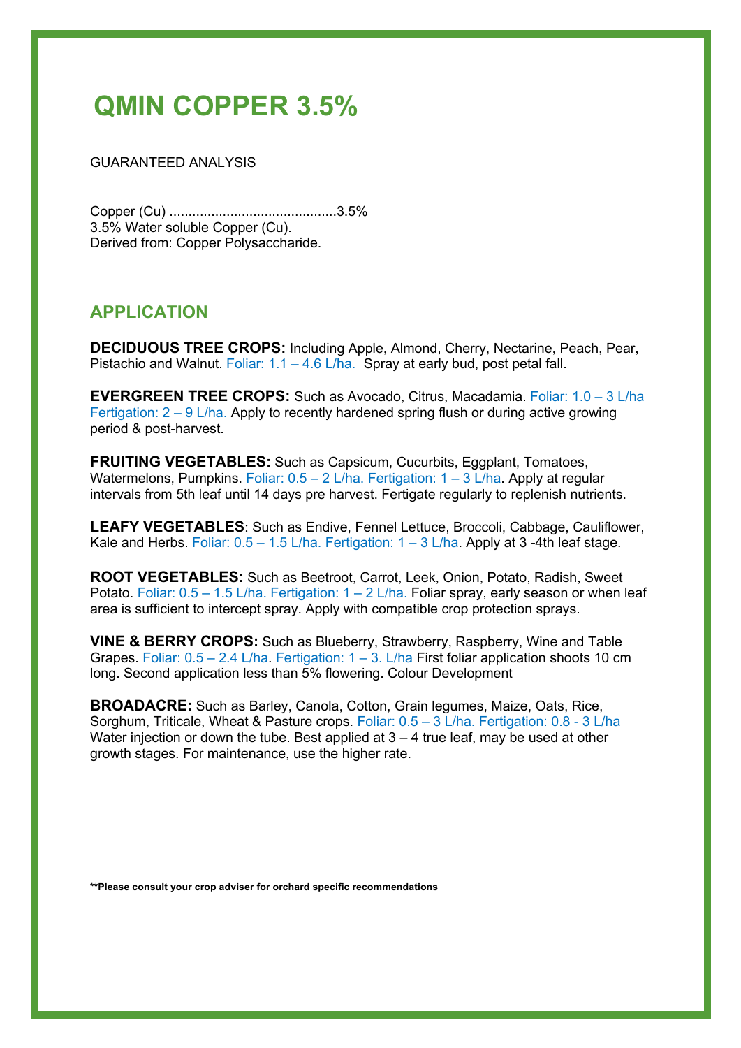# QMIN COPPER 3.5%

GUARANTEED ANALYSIS

Copper (Cu) ............................................3.5%
3.5% Water soluble Copper (Cu).
Derived from: Copper Polysaccharide.

## APPLICATION

**DECIDUOUS TREE CROPS:** Including Apple, Almond, Cherry, Nectarine, Peach, Pear, Pistachio and Walnut. Foliar: 1.1 – 4.6 L/ha. Spray at early bud, post petal fall.

**EVERGREEN TREE CROPS:** Such as Avocado, Citrus, Macadamia. Foliar: 1.0 – 3 L/ha Fertigation: 2 – 9 L/ha. Apply to recently hardened spring flush or during active growing period & post-harvest.

**FRUITING VEGETABLES:** Such as Capsicum, Cucurbits, Eggplant, Tomatoes, Watermelons, Pumpkins. Foliar: 0.5 – 2 L/ha. Fertigation: 1 – 3 L/ha. Apply at regular intervals from 5th leaf until 14 days pre harvest. Fertigate regularly to replenish nutrients.

**LEAFY VEGETABLES**: Such as Endive, Fennel Lettuce, Broccoli, Cabbage, Cauliflower, Kale and Herbs. Foliar: 0.5 – 1.5 L/ha. Fertigation: 1 – 3 L/ha. Apply at 3 -4th leaf stage.

**ROOT VEGETABLES:** Such as Beetroot, Carrot, Leek, Onion, Potato, Radish, Sweet Potato. Foliar: 0.5 – 1.5 L/ha. Fertigation: 1 – 2 L/ha. Foliar spray, early season or when leaf area is sufficient to intercept spray. Apply with compatible crop protection sprays.

**VINE & BERRY CROPS:** Such as Blueberry, Strawberry, Raspberry, Wine and Table Grapes. Foliar: 0.5 – 2.4 L/ha. Fertigation: 1 – 3. L/ha First foliar application shoots 10 cm long. Second application less than 5% flowering. Colour Development

**BROADACRE:** Such as Barley, Canola, Cotton, Grain legumes, Maize, Oats, Rice, Sorghum, Triticale, Wheat & Pasture crops. Foliar: 0.5 – 3 L/ha. Fertigation: 0.8 - 3 L/ha Water injection or down the tube. Best applied at 3 – 4 true leaf, may be used at other growth stages. For maintenance, use the higher rate.

****Please consult your crop adviser for orchard specific recommendations**